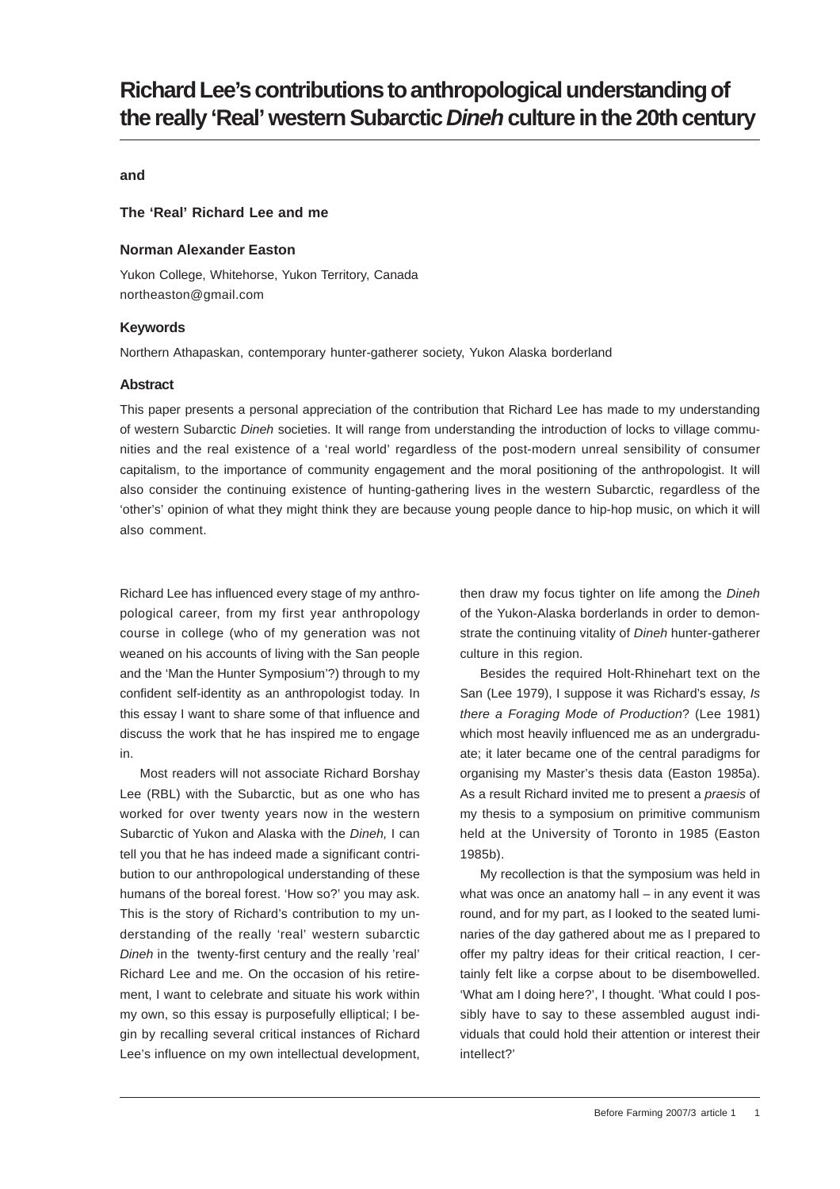# Richard Lee's contributions to anthropological understanding of the really 'Real' western Subarctic *Dineh* culture in the 20th century

**and**

**The 'Real' Richard Lee and me**

**Norman Alexander Easton**

Yukon College, Whitehorse, Yukon Territory, Canada
northeaston@gmail.com

### Keywords

Northern Athapaskan, contemporary hunter-gatherer society, Yukon Alaska borderland

### Abstract

This paper presents a personal appreciation of the contribution that Richard Lee has made to my understanding of western Subarctic *Dineh* societies. It will range from understanding the introduction of locks to village communities and the real existence of a 'real world' regardless of the post-modern unreal sensibility of consumer capitalism, to the importance of community engagement and the moral positioning of the anthropologist. It will also consider the continuing existence of hunting-gathering lives in the western Subarctic, regardless of the 'other's' opinion of what they might think they are because young people dance to hip-hop music, on which it will also comment.

Richard Lee has influenced every stage of my anthropological career, from my first year anthropology course in college (who of my generation was not weaned on his accounts of living with the San people and the 'Man the Hunter Symposium'?) through to my confident self-identity as an anthropologist today. In this essay I want to share some of that influence and discuss the work that he has inspired me to engage in.

Most readers will not associate Richard Borshay Lee (RBL) with the Subarctic, but as one who has worked for over twenty years now in the western Subarctic of Yukon and Alaska with the *Dineh,* I can tell you that he has indeed made a significant contribution to our anthropological understanding of these humans of the boreal forest. 'How so?' you may ask. This is the story of Richard's contribution to my understanding of the really 'real' western subarctic *Dineh* in the twenty-first century and the really 'real' Richard Lee and me. On the occasion of his retirement, I want to celebrate and situate his work within my own, so this essay is purposefully elliptical; I begin by recalling several critical instances of Richard Lee's influence on my own intellectual development, then draw my focus tighter on life among the *Dineh* of the Yukon-Alaska borderlands in order to demonstrate the continuing vitality of *Dineh* hunter-gatherer culture in this region.

Besides the required Holt-Rhinehart text on the San (Lee 1979), I suppose it was Richard's essay, *Is there a Foraging Mode of Production*? (Lee 1981) which most heavily influenced me as an undergraduate; it later became one of the central paradigms for organising my Master's thesis data (Easton 1985a). As a result Richard invited me to present a *praesis* of my thesis to a symposium on primitive communism held at the University of Toronto in 1985 (Easton 1985b).

My recollection is that the symposium was held in what was once an anatomy hall – in any event it was round, and for my part, as I looked to the seated luminaries of the day gathered about me as I prepared to offer my paltry ideas for their critical reaction, I certainly felt like a corpse about to be disembowelled. 'What am I doing here?', I thought. 'What could I possibly have to say to these assembled august individuals that could hold their attention or interest their intellect?'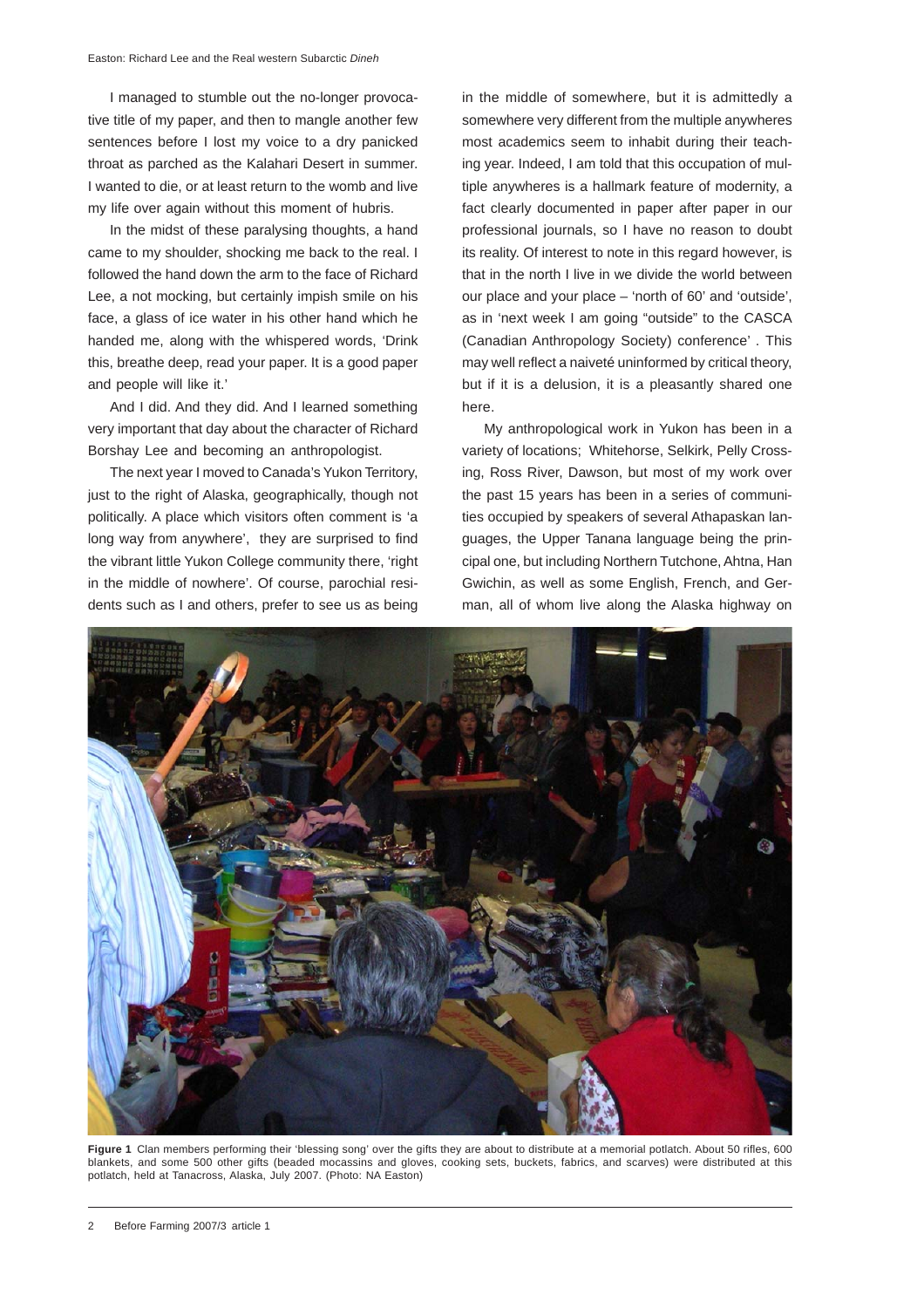I managed to stumble out the no-longer provocative title of my paper, and then to mangle another few sentences before I lost my voice to a dry panicked throat as parched as the Kalahari Desert in summer. I wanted to die, or at least return to the womb and live my life over again without this moment of hubris.

In the midst of these paralysing thoughts, a hand came to my shoulder, shocking me back to the real. I followed the hand down the arm to the face of Richard Lee, a not mocking, but certainly impish smile on his face, a glass of ice water in his other hand which he handed me, along with the whispered words, 'Drink this, breathe deep, read your paper. It is a good paper and people will like it.'

And I did. And they did. And I learned something very important that day about the character of Richard Borshay Lee and becoming an anthropologist.

The next year I moved to Canada's Yukon Territory, just to the right of Alaska, geographically, though not politically. A place which visitors often comment is 'a long way from anywhere', they are surprised to find the vibrant little Yukon College community there, 'right in the middle of nowhere'. Of course, parochial residents such as I and others, prefer to see us as being in the middle of somewhere, but it is admittedly a somewhere very different from the multiple anywheres most academics seem to inhabit during their teaching year. Indeed, I am told that this occupation of multiple anywheres is a hallmark feature of modernity, a fact clearly documented in paper after paper in our professional journals, so I have no reason to doubt its reality. Of interest to note in this regard however, is that in the north I live in we divide the world between our place and your place – 'north of 60' and 'outside', as in 'next week I am going "outside" to the CASCA (Canadian Anthropology Society) conference'. This may well reflect a naiveté uninformed by critical theory, but if it is a delusion, it is a pleasantly shared one here.

My anthropological work in Yukon has been in a variety of locations; Whitehorse, Selkirk, Pelly Crossing, Ross River, Dawson, but most of my work over the past 15 years has been in a series of communities occupied by speakers of several Athapaskan languages, the Upper Tanana language being the principal one, but including Northern Tutchone, Ahtna, Han Gwichin, as well as some English, French, and German, all of whom live along the Alaska highway on

**Figure 1** Clan members performing their 'blessing song' over the gifts they are about to distribute at a memorial potlatch. About 50 rifles, 600 blankets, and some 500 other gifts (beaded mocassins and gloves, cooking sets, buckets, fabrics, and scarves) were distributed at this potlatch, held at Tanacross, Alaska, July 2007. (Photo: NA Easton)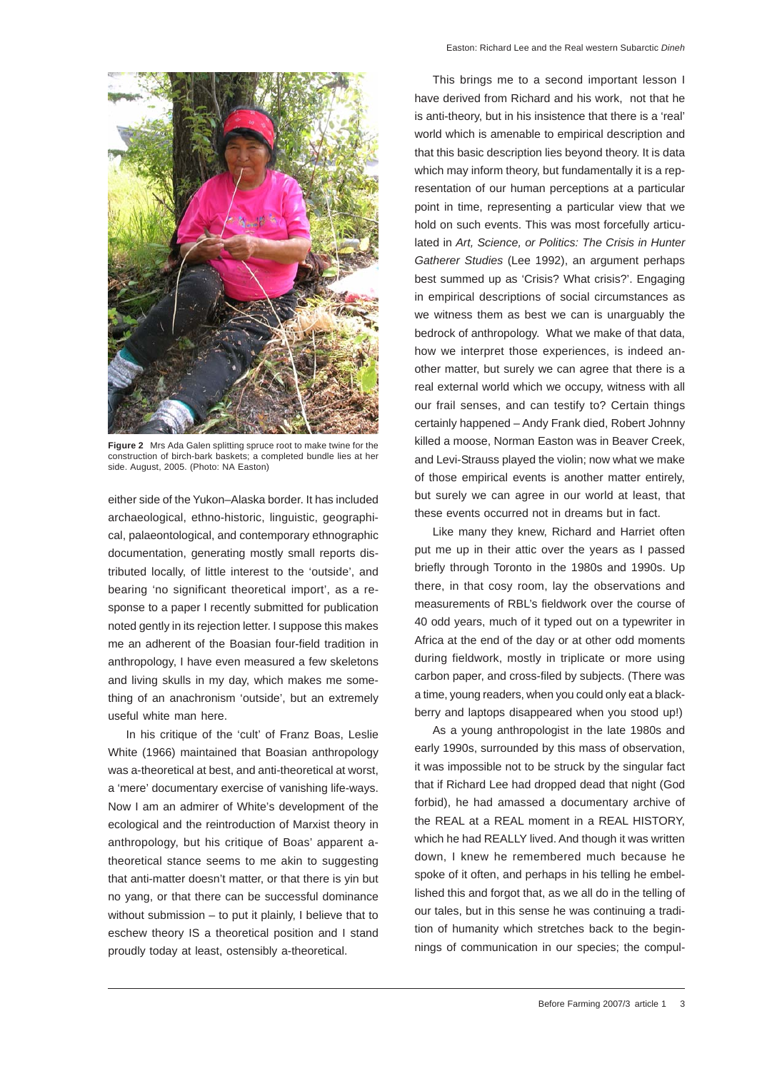**Figure 2** Mrs Ada Galen splitting spruce root to make twine for the construction of birch-bark baskets; a completed bundle lies at her side. August, 2005. (Photo: NA Easton)

either side of the Yukon–Alaska border. It has included archaeological, ethno-historic, linguistic, geographical, palaeontological, and contemporary ethnographic documentation, generating mostly small reports distributed locally, of little interest to the 'outside', and bearing 'no significant theoretical import', as a response to a paper I recently submitted for publication noted gently in its rejection letter. I suppose this makes me an adherent of the Boasian four-field tradition in anthropology, I have even measured a few skeletons and living skulls in my day, which makes me something of an anachronism 'outside', but an extremely useful white man here.

In his critique of the 'cult' of Franz Boas, Leslie White (1966) maintained that Boasian anthropology was a-theoretical at best, and anti-theoretical at worst, a 'mere' documentary exercise of vanishing life-ways. Now I am an admirer of White's development of the ecological and the reintroduction of Marxist theory in anthropology, but his critique of Boas' apparent a-theoretical stance seems to me akin to suggesting that anti-matter doesn't matter, or that there is yin but no yang, or that there can be successful dominance without submission – to put it plainly, I believe that to eschew theory IS a theoretical position and I stand proudly today at least, ostensibly a-theoretical.

This brings me to a second important lesson I have derived from Richard and his work, not that he is anti-theory, but in his insistence that there is a 'real' world which is amenable to empirical description and that this basic description lies beyond theory. It is data which may inform theory, but fundamentally it is a representation of our human perceptions at a particular point in time, representing a particular view that we hold on such events. This was most forcefully articulated in *Art, Science, or Politics: The Crisis in Hunter Gatherer Studies* (Lee 1992), an argument perhaps best summed up as 'Crisis? What crisis?'. Engaging in empirical descriptions of social circumstances as we witness them as best we can is unarguably the bedrock of anthropology. What we make of that data, how we interpret those experiences, is indeed another matter, but surely we can agree that there is a real external world which we occupy, witness with all our frail senses, and can testify to? Certain things certainly happened – Andy Frank died, Robert Johnny killed a moose, Norman Easton was in Beaver Creek, and Levi-Strauss played the violin; now what we make of those empirical events is another matter entirely, but surely we can agree in our world at least, that these events occurred not in dreams but in fact.

Like many they knew, Richard and Harriet often put me up in their attic over the years as I passed briefly through Toronto in the 1980s and 1990s. Up there, in that cosy room, lay the observations and measurements of RBL's fieldwork over the course of 40 odd years, much of it typed out on a typewriter in Africa at the end of the day or at other odd moments during fieldwork, mostly in triplicate or more using carbon paper, and cross-filed by subjects. (There was a time, young readers, when you could only eat a blackberry and laptops disappeared when you stood up!)

As a young anthropologist in the late 1980s and early 1990s, surrounded by this mass of observation, it was impossible not to be struck by the singular fact that if Richard Lee had dropped dead that night (God forbid), he had amassed a documentary archive of the REAL at a REAL moment in a REAL HISTORY, which he had REALLY lived. And though it was written down, I knew he remembered much because he spoke of it often, and perhaps in his telling he embellished this and forgot that, as we all do in the telling of our tales, but in this sense he was continuing a tradition of humanity which stretches back to the beginnings of communication in our species; the compul-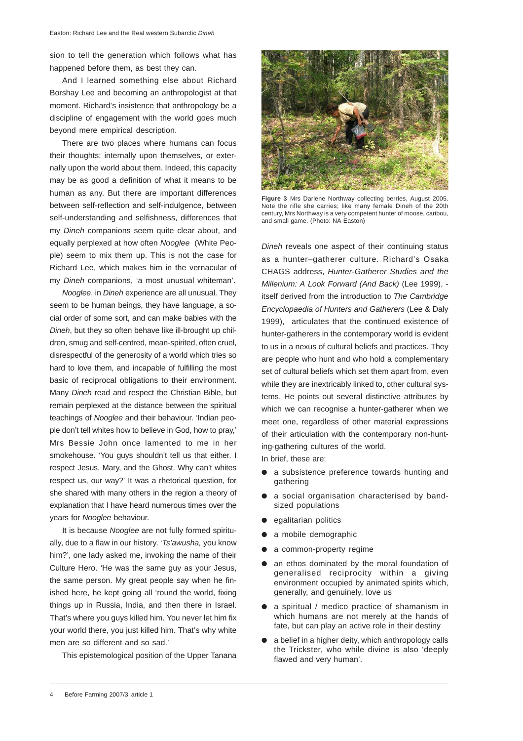sion to tell the generation which follows what has happened before them, as best they can.

And I learned something else about Richard Borshay Lee and becoming an anthropologist at that moment. Richard's insistence that anthropology be a discipline of engagement with the world goes much beyond mere empirical description.

There are two places where humans can focus their thoughts: internally upon themselves, or externally upon the world about them. Indeed, this capacity may be as good a definition of what it means to be human as any. But there are important differences between self-reflection and self-indulgence, between self-understanding and selfishness, differences that my *Dineh* companions seem quite clear about, and equally perplexed at how often *Nooglee* (White People) seem to mix them up. This is not the case for Richard Lee, which makes him in the vernacular of my *Dineh* companions, 'a most unusual whiteman'.

*Nooglee*, in *Dineh* experience are all unusual. They seem to be human beings, they have language, a social order of some sort, and can make babies with the *Dineh*, but they so often behave like ill-brought up children, smug and self-centred, mean-spirited, often cruel, disrespectful of the generosity of a world which tries so hard to love them, and incapable of fulfilling the most basic of reciprocal obligations to their environment. Many *Dineh* read and respect the Christian Bible, but remain perplexed at the distance between the spiritual teachings of *Nooglee* and their behaviour. 'Indian people don't tell whites how to believe in God, how to pray,' Mrs Bessie John once lamented to me in her smokehouse. 'You guys shouldn't tell us that either. I respect Jesus, Mary, and the Ghost. Why can't whites respect us, our way?' It was a rhetorical question, for she shared with many others in the region a theory of explanation that I have heard numerous times over the years for *Nooglee* behaviour.

It is because *Nooglee* are not fully formed spiritually, due to a flaw in our history. '*Ts'awusha,* you know him?', one lady asked me, invoking the name of their Culture Hero. 'He was the same guy as your Jesus, the same person. My great people say when he finished here, he kept going all 'round the world, fixing things up in Russia, India, and then there in Israel. That's where you guys killed him. You never let him fix your world there, you just killed him. That's why white men are so different and so sad.'

This epistemological position of the Upper Tanana

**Figure 3** Mrs Darlene Northway collecting berries, August 2005. Note the rifle she carries; like many female Dineh of the 20th century, Mrs Northway is a very competent hunter of moose, caribou, and small game. (Photo: NA Easton)

*Dineh* reveals one aspect of their continuing status as a hunter–gatherer culture. Richard's Osaka CHAGS address, *Hunter-Gatherer Studies and the Millenium: A Look Forward (And Back)* (Lee 1999), - itself derived from the introduction to *The Cambridge Encyclopaedia of Hunters and Gatherers* (Lee & Daly 1999), articulates that the continued existence of hunter-gatherers in the contemporary world is evident to us in a nexus of cultural beliefs and practices. They are people who hunt and who hold a complementary set of cultural beliefs which set them apart from, even while they are inextricably linked to, other cultural systems. He points out several distinctive attributes by which we can recognise a hunter-gatherer when we meet one, regardless of other material expressions of their articulation with the contemporary non-hunting-gathering cultures of the world.

In brief, these are:

- a subsistence preference towards hunting and gathering
- a social organisation characterised by band-sized populations
- egalitarian politics
- a mobile demographic
- a common-property regime
- an ethos dominated by the moral foundation of generalised reciprocity within a giving environment occupied by animated spirits which, generally, and genuinely, love us
- a spiritual / medico practice of shamanism in which humans are not merely at the hands of fate, but can play an active role in their destiny
- a belief in a higher deity, which anthropology calls the Trickster, who while divine is also 'deeply flawed and very human'.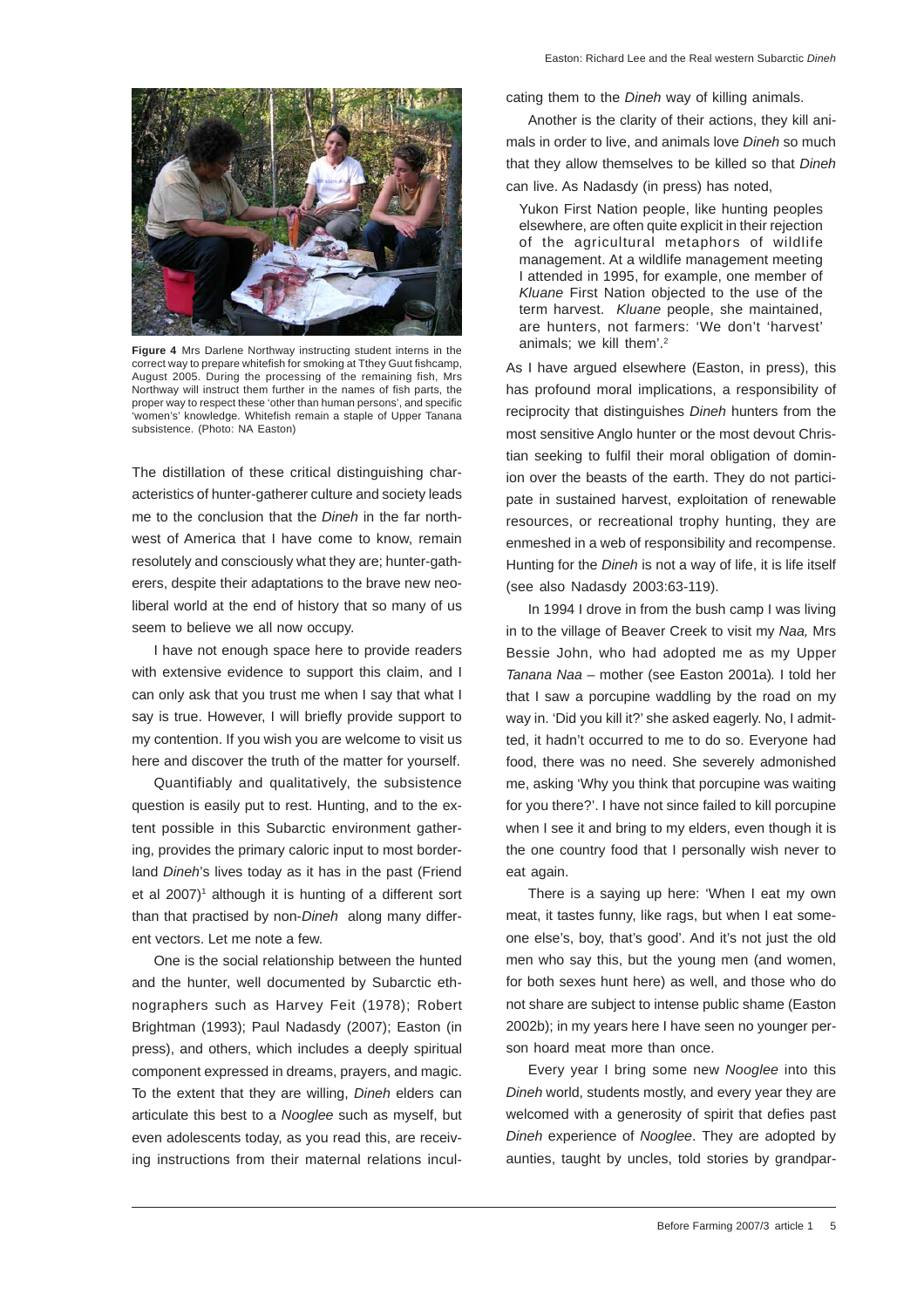**Figure 4** Mrs Darlene Northway instructing student interns in the correct way to prepare whitefish for smoking at Tthey Guut fishcamp, August 2005. During the processing of the remaining fish, Mrs Northway will instruct them further in the names of fish parts, the proper way to respect these 'other than human persons', and specific 'women's' knowledge. Whitefish remain a staple of Upper Tanana subsistence. (Photo: NA Easton)

The distillation of these critical distinguishing characteristics of hunter-gatherer culture and society leads me to the conclusion that the *Dineh* in the far northwest of America that I have come to know, remain resolutely and consciously what they are; hunter-gatherers, despite their adaptations to the brave new neoliberal world at the end of history that so many of us seem to believe we all now occupy.

I have not enough space here to provide readers with extensive evidence to support this claim, and I can only ask that you trust me when I say that what I say is true. However, I will briefly provide support to my contention. If you wish you are welcome to visit us here and discover the truth of the matter for yourself.

Quantifiably and qualitatively, the subsistence question is easily put to rest. Hunting, and to the extent possible in this Subarctic environment gathering, provides the primary caloric input to most borderland *Dineh*'s lives today as it has in the past (Friend et al 2007)[1] although it is hunting of a different sort than that practised by non-*Dineh* along many different vectors. Let me note a few.

One is the social relationship between the hunted and the hunter, well documented by Subarctic ethnographers such as Harvey Feit (1978); Robert Brightman (1993); Paul Nadasdy (2007); Easton (in press), and others, which includes a deeply spiritual component expressed in dreams, prayers, and magic. To the extent that they are willing, *Dineh* elders can articulate this best to a *Nooglee* such as myself, but even adolescents today, as you read this, are receiving instructions from their maternal relations inculcating them to the *Dineh* way of killing animals.

Another is the clarity of their actions, they kill animals in order to live, and animals love *Dineh* so much that they allow themselves to be killed so that *Dineh* can live. As Nadasdy (in press) has noted,

> Yukon First Nation people, like hunting peoples elsewhere, are often quite explicit in their rejection of the agricultural metaphors of wildlife management. At a wildlife management meeting I attended in 1995, for example, one member of *Kluane* First Nation objected to the use of the term harvest. *Kluane* people, she maintained, are hunters, not farmers: 'We don't 'harvest' animals; we kill them'.[2]

As I have argued elsewhere (Easton, in press), this has profound moral implications, a responsibility of reciprocity that distinguishes *Dineh* hunters from the most sensitive Anglo hunter or the most devout Christian seeking to fulfil their moral obligation of dominion over the beasts of the earth. They do not participate in sustained harvest, exploitation of renewable resources, or recreational trophy hunting, they are enmeshed in a web of responsibility and recompense. Hunting for the *Dineh* is not a way of life, it is life itself (see also Nadasdy 2003:63-119).

In 1994 I drove in from the bush camp I was living in to the village of Beaver Creek to visit my *Naa,* Mrs Bessie John, who had adopted me as my Upper *Tanana Naa* – mother (see Easton 2001a)*.* I told her that I saw a porcupine waddling by the road on my way in. 'Did you kill it?' she asked eagerly. No, I admitted, it hadn't occurred to me to do so. Everyone had food, there was no need. She severely admonished me, asking 'Why you think that porcupine was waiting for you there?'. I have not since failed to kill porcupine when I see it and bring to my elders, even though it is the one country food that I personally wish never to eat again.

There is a saying up here: 'When I eat my own meat, it tastes funny, like rags, but when I eat someone else's, boy, that's good'. And it's not just the old men who say this, but the young men (and women, for both sexes hunt here) as well, and those who do not share are subject to intense public shame (Easton 2002b); in my years here I have seen no younger person hoard meat more than once.

Every year I bring some new *Nooglee* into this *Dineh* world, students mostly, and every year they are welcomed with a generosity of spirit that defies past *Dineh* experience of *Nooglee*. They are adopted by aunties, taught by uncles, told stories by grandpar-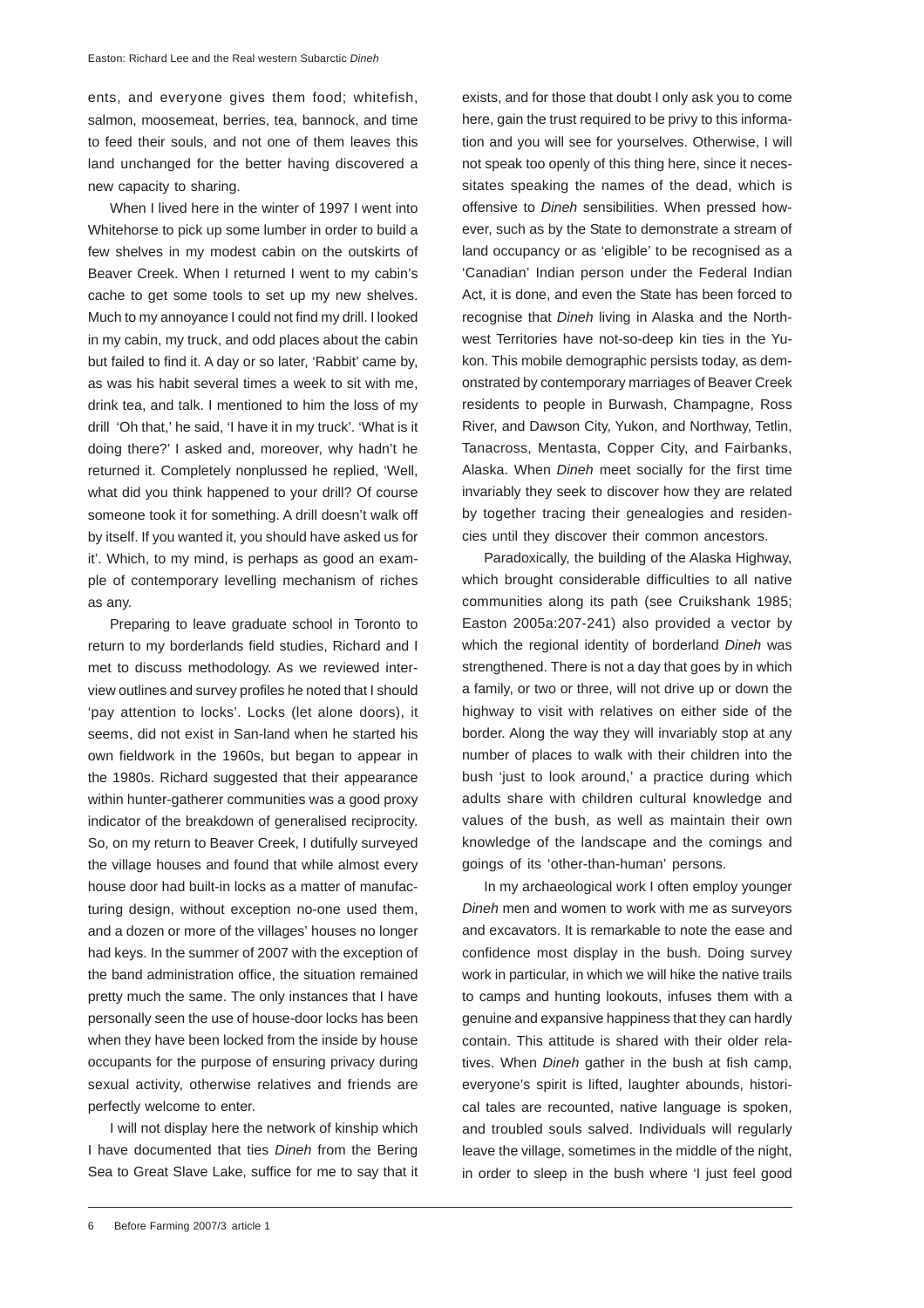ents, and everyone gives them food; whitefish, salmon, moosemeat, berries, tea, bannock, and time to feed their souls, and not one of them leaves this land unchanged for the better having discovered a new capacity to sharing.

When I lived here in the winter of 1997 I went into Whitehorse to pick up some lumber in order to build a few shelves in my modest cabin on the outskirts of Beaver Creek. When I returned I went to my cabin's cache to get some tools to set up my new shelves. Much to my annoyance I could not find my drill. I looked in my cabin, my truck, and odd places about the cabin but failed to find it. A day or so later, 'Rabbit' came by, as was his habit several times a week to sit with me, drink tea, and talk. I mentioned to him the loss of my drill 'Oh that,' he said, 'I have it in my truck'. 'What is it doing there?' I asked and, moreover, why hadn't he returned it. Completely nonplussed he replied, 'Well, what did you think happened to your drill? Of course someone took it for something. A drill doesn't walk off by itself. If you wanted it, you should have asked us for it'. Which, to my mind, is perhaps as good an example of contemporary levelling mechanism of riches as any.

Preparing to leave graduate school in Toronto to return to my borderlands field studies, Richard and I met to discuss methodology. As we reviewed interview outlines and survey profiles he noted that I should 'pay attention to locks'. Locks (let alone doors), it seems, did not exist in San-land when he started his own fieldwork in the 1960s, but began to appear in the 1980s. Richard suggested that their appearance within hunter-gatherer communities was a good proxy indicator of the breakdown of generalised reciprocity. So, on my return to Beaver Creek, I dutifully surveyed the village houses and found that while almost every house door had built-in locks as a matter of manufacturing design, without exception no-one used them, and a dozen or more of the villages' houses no longer had keys. In the summer of 2007 with the exception of the band administration office, the situation remained pretty much the same. The only instances that I have personally seen the use of house-door locks has been when they have been locked from the inside by house occupants for the purpose of ensuring privacy during sexual activity, otherwise relatives and friends are perfectly welcome to enter.

I will not display here the network of kinship which I have documented that ties *Dineh* from the Bering Sea to Great Slave Lake, suffice for me to say that it exists, and for those that doubt I only ask you to come here, gain the trust required to be privy to this information and you will see for yourselves. Otherwise, I will not speak too openly of this thing here, since it necessitates speaking the names of the dead, which is offensive to *Dineh* sensibilities. When pressed however, such as by the State to demonstrate a stream of land occupancy or as 'eligible' to be recognised as a 'Canadian' Indian person under the Federal Indian Act, it is done, and even the State has been forced to recognise that *Dineh* living in Alaska and the Northwest Territories have not-so-deep kin ties in the Yukon. This mobile demographic persists today, as demonstrated by contemporary marriages of Beaver Creek residents to people in Burwash, Champagne, Ross River, and Dawson City, Yukon, and Northway, Tetlin, Tanacross, Mentasta, Copper City, and Fairbanks, Alaska. When *Dineh* meet socially for the first time invariably they seek to discover how they are related by together tracing their genealogies and residencies until they discover their common ancestors.

Paradoxically, the building of the Alaska Highway, which brought considerable difficulties to all native communities along its path (see Cruikshank 1985; Easton 2005a:207-241) also provided a vector by which the regional identity of borderland *Dineh* was strengthened. There is not a day that goes by in which a family, or two or three, will not drive up or down the highway to visit with relatives on either side of the border. Along the way they will invariably stop at any number of places to walk with their children into the bush 'just to look around,' a practice during which adults share with children cultural knowledge and values of the bush, as well as maintain their own knowledge of the landscape and the comings and goings of its 'other-than-human' persons.

In my archaeological work I often employ younger *Dineh* men and women to work with me as surveyors and excavators. It is remarkable to note the ease and confidence most display in the bush. Doing survey work in particular, in which we will hike the native trails to camps and hunting lookouts, infuses them with a genuine and expansive happiness that they can hardly contain. This attitude is shared with their older relatives. When *Dineh* gather in the bush at fish camp, everyone's spirit is lifted, laughter abounds, historical tales are recounted, native language is spoken, and troubled souls salved. Individuals will regularly leave the village, sometimes in the middle of the night, in order to sleep in the bush where 'I just feel good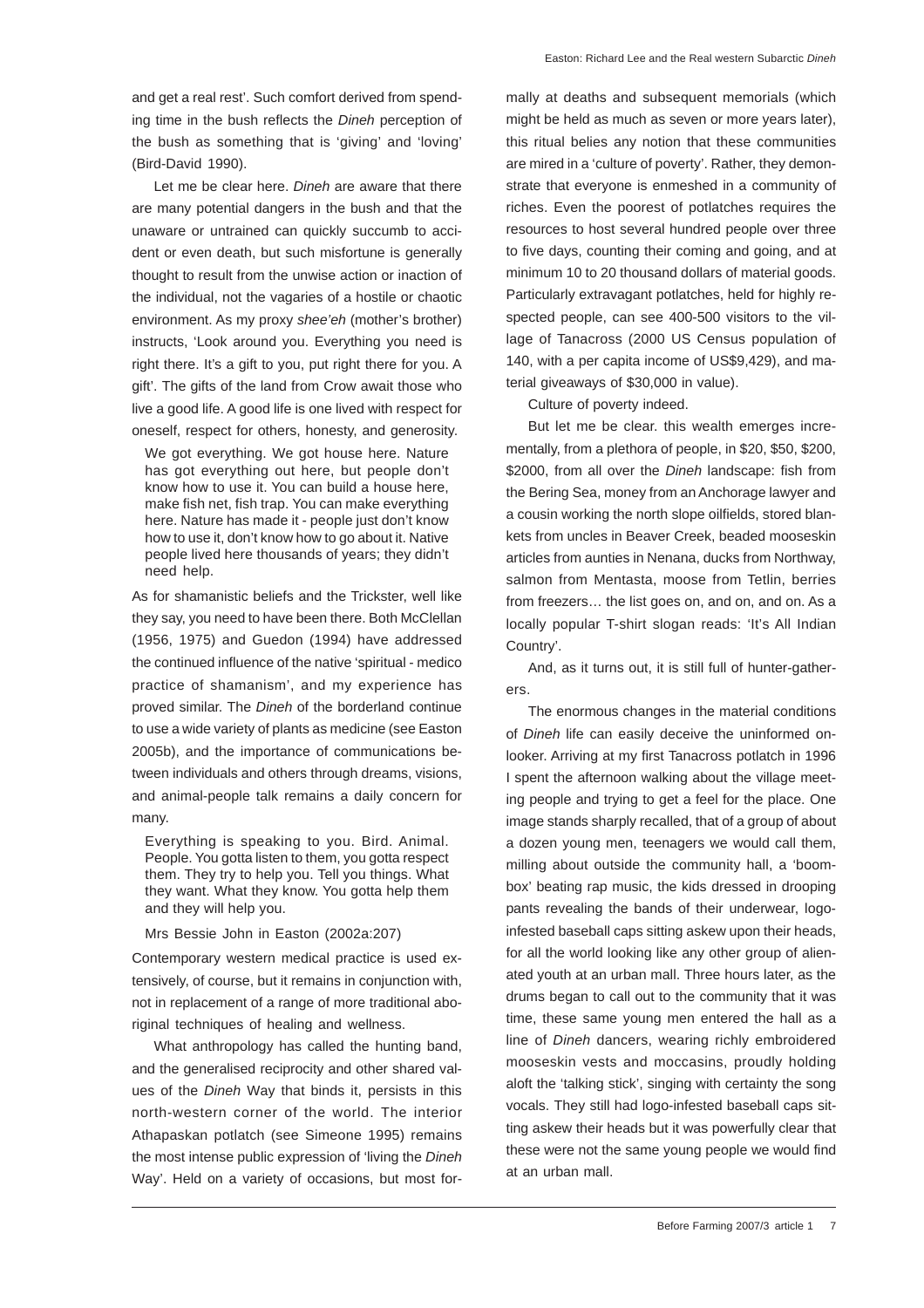and get a real rest'. Such comfort derived from spending time in the bush reflects the *Dineh* perception of the bush as something that is 'giving' and 'loving' (Bird-David 1990).

Let me be clear here. *Dineh* are aware that there are many potential dangers in the bush and that the unaware or untrained can quickly succumb to accident or even death, but such misfortune is generally thought to result from the unwise action or inaction of the individual, not the vagaries of a hostile or chaotic environment. As my proxy *shee'eh* (mother's brother) instructs, 'Look around you. Everything you need is right there. It's a gift to you, put right there for you. A gift'. The gifts of the land from Crow await those who live a good life. A good life is one lived with respect for oneself, respect for others, honesty, and generosity.

> We got everything. We got house here. Nature has got everything out here, but people don't know how to use it. You can build a house here, make fish net, fish trap. You can make everything here. Nature has made it - people just don't know how to use it, don't know how to go about it. Native people lived here thousands of years; they didn't need help.

As for shamanistic beliefs and the Trickster, well like they say, you need to have been there. Both McClellan (1956, 1975) and Guedon (1994) have addressed the continued influence of the native 'spiritual - medico practice of shamanism', and my experience has proved similar. The *Dineh* of the borderland continue to use a wide variety of plants as medicine (see Easton 2005b), and the importance of communications between individuals and others through dreams, visions, and animal-people talk remains a daily concern for many.

> Everything is speaking to you. Bird. Animal. People. You gotta listen to them, you gotta respect them. They try to help you. Tell you things. What they want. What they know. You gotta help them and they will help you.
>
> Mrs Bessie John in Easton (2002a:207)

Contemporary western medical practice is used extensively, of course, but it remains in conjunction with, not in replacement of a range of more traditional aboriginal techniques of healing and wellness.

What anthropology has called the hunting band, and the generalised reciprocity and other shared values of the *Dineh* Way that binds it, persists in this north-western corner of the world. The interior Athapaskan potlatch (see Simeone 1995) remains the most intense public expression of 'living the *Dineh* Way'. Held on a variety of occasions, but most formally at deaths and subsequent memorials (which might be held as much as seven or more years later), this ritual belies any notion that these communities are mired in a 'culture of poverty'. Rather, they demonstrate that everyone is enmeshed in a community of riches. Even the poorest of potlatches requires the resources to host several hundred people over three to five days, counting their coming and going, and at minimum 10 to 20 thousand dollars of material goods. Particularly extravagant potlatches, held for highly respected people, can see 400-500 visitors to the village of Tanacross (2000 US Census population of 140, with a per capita income of US$9,429), and material giveaways of $30,000 in value).

Culture of poverty indeed.

But let me be clear. this wealth emerges incrementally, from a plethora of people, in $20, $50, $200, $2000, from all over the *Dineh* landscape: fish from the Bering Sea, money from an Anchorage lawyer and a cousin working the north slope oilfields, stored blankets from uncles in Beaver Creek, beaded mooseskin articles from aunties in Nenana, ducks from Northway, salmon from Mentasta, moose from Tetlin, berries from freezers… the list goes on, and on, and on. As a locally popular T-shirt slogan reads: 'It's All Indian Country'.

And, as it turns out, it is still full of hunter-gatherers.

The enormous changes in the material conditions of *Dineh* life can easily deceive the uninformed onlooker. Arriving at my first Tanacross potlatch in 1996 I spent the afternoon walking about the village meeting people and trying to get a feel for the place. One image stands sharply recalled, that of a group of about a dozen young men, teenagers we would call them, milling about outside the community hall, a 'boombox' beating rap music, the kids dressed in drooping pants revealing the bands of their underwear, logo-infested baseball caps sitting askew upon their heads, for all the world looking like any other group of alienated youth at an urban mall. Three hours later, as the drums began to call out to the community that it was time, these same young men entered the hall as a line of *Dineh* dancers, wearing richly embroidered mooseskin vests and moccasins, proudly holding aloft the 'talking stick', singing with certainty the song vocals. They still had logo-infested baseball caps sitting askew their heads but it was powerfully clear that these were not the same young people we would find at an urban mall.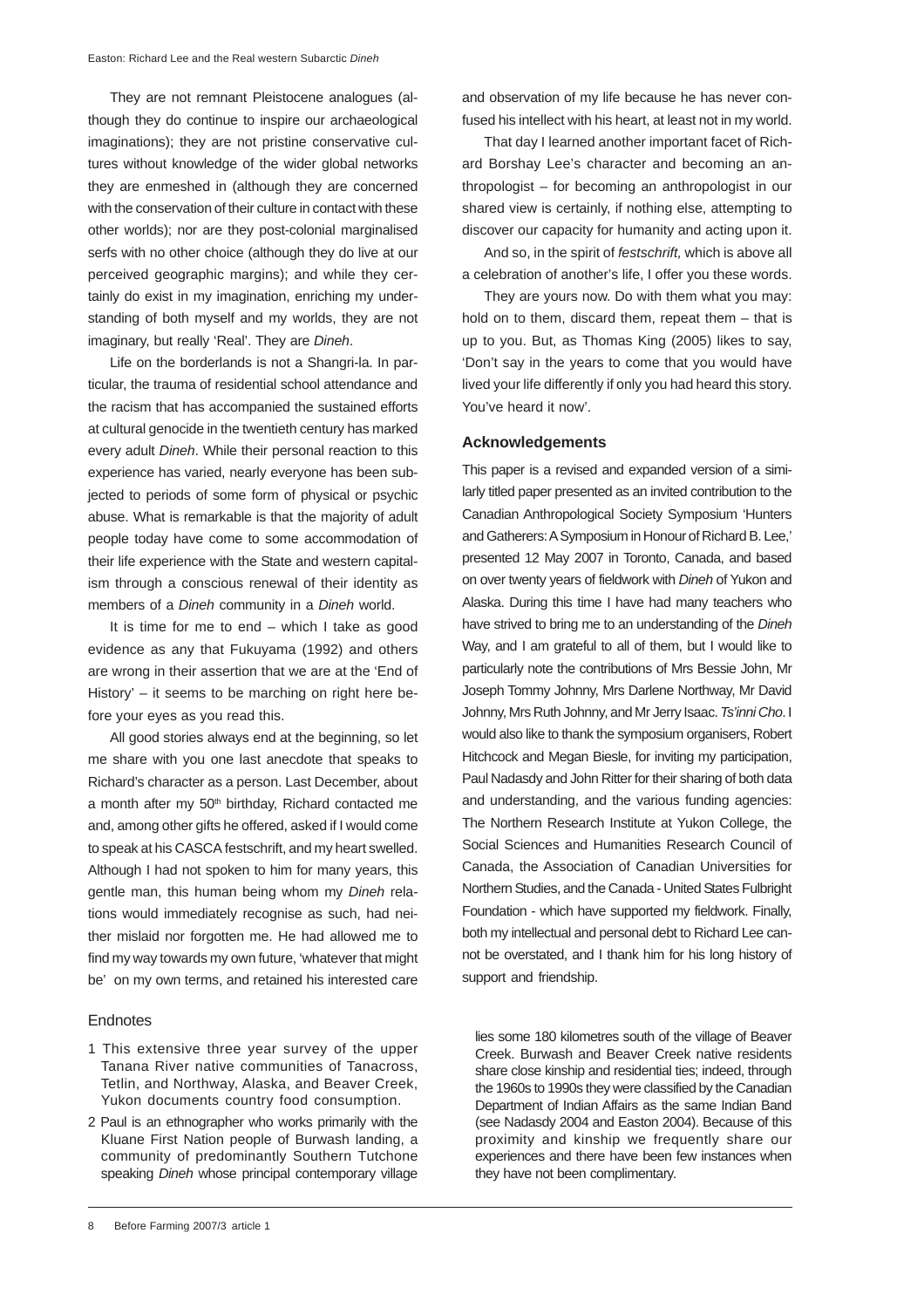They are not remnant Pleistocene analogues (although they do continue to inspire our archaeological imaginations); they are not pristine conservative cultures without knowledge of the wider global networks they are enmeshed in (although they are concerned with the conservation of their culture in contact with these other worlds); nor are they post-colonial marginalised serfs with no other choice (although they do live at our perceived geographic margins); and while they certainly do exist in my imagination, enriching my understanding of both myself and my worlds, they are not imaginary, but really 'Real'. They are *Dineh*.

Life on the borderlands is not a Shangri-la. In particular, the trauma of residential school attendance and the racism that has accompanied the sustained efforts at cultural genocide in the twentieth century has marked every adult *Dineh*. While their personal reaction to this experience has varied, nearly everyone has been subjected to periods of some form of physical or psychic abuse. What is remarkable is that the majority of adult people today have come to some accommodation of their life experience with the State and western capitalism through a conscious renewal of their identity as members of a *Dineh* community in a *Dineh* world.

It is time for me to end – which I take as good evidence as any that Fukuyama (1992) and others are wrong in their assertion that we are at the 'End of History' – it seems to be marching on right here before your eyes as you read this.

All good stories always end at the beginning, so let me share with you one last anecdote that speaks to Richard's character as a person. Last December, about a month after my 50th birthday, Richard contacted me and, among other gifts he offered, asked if I would come to speak at his CASCA festschrift, and my heart swelled. Although I had not spoken to him for many years, this gentle man, this human being whom my *Dineh* relations would immediately recognise as such, had neither mislaid nor forgotten me. He had allowed me to find my way towards my own future, 'whatever that might be' on my own terms, and retained his interested care and observation of my life because he has never confused his intellect with his heart, at least not in my world.

That day I learned another important facet of Richard Borshay Lee's character and becoming an anthropologist – for becoming an anthropologist in our shared view is certainly, if nothing else, attempting to discover our capacity for humanity and acting upon it.

And so, in the spirit of *festschrift,* which is above all a celebration of another's life, I offer you these words.

They are yours now. Do with them what you may: hold on to them, discard them, repeat them – that is up to you. But, as Thomas King (2005) likes to say, 'Don't say in the years to come that you would have lived your life differently if only you had heard this story. You've heard it now'.

### Acknowledgements

This paper is a revised and expanded version of a similarly titled paper presented as an invited contribution to the Canadian Anthropological Society Symposium 'Hunters and Gatherers: A Symposium in Honour of Richard B. Lee,' presented 12 May 2007 in Toronto, Canada, and based on over twenty years of fieldwork with *Dineh* of Yukon and Alaska. During this time I have had many teachers who have strived to bring me to an understanding of the *Dineh* Way, and I am grateful to all of them, but I would like to particularly note the contributions of Mrs Bessie John, Mr Joseph Tommy Johnny, Mrs Darlene Northway, Mr David Johnny, Mrs Ruth Johnny, and Mr Jerry Isaac. *Ts'inni Cho*. I would also like to thank the symposium organisers, Robert Hitchcock and Megan Biesle, for inviting my participation, Paul Nadasdy and John Ritter for their sharing of both data and understanding, and the various funding agencies: The Northern Research Institute at Yukon College, the Social Sciences and Humanities Research Council of Canada, the Association of Canadian Universities for Northern Studies, and the Canada - United States Fulbright Foundation - which have supported my fieldwork. Finally, both my intellectual and personal debt to Richard Lee cannot be overstated, and I thank him for his long history of support and friendship.

### Endnotes

1 This extensive three year survey of the upper Tanana River native communities of Tanacross, Tetlin, and Northway, Alaska, and Beaver Creek, Yukon documents country food consumption.

2 Paul is an ethnographer who works primarily with the Kluane First Nation people of Burwash landing, a community of predominantly Southern Tutchone speaking *Dineh* whose principal contemporary village lies some 180 kilometres south of the village of Beaver Creek. Burwash and Beaver Creek native residents share close kinship and residential ties; indeed, through the 1960s to 1990s they were classified by the Canadian Department of Indian Affairs as the same Indian Band (see Nadasdy 2004 and Easton 2004). Because of this proximity and kinship we frequently share our experiences and there have been few instances when they have not been complimentary.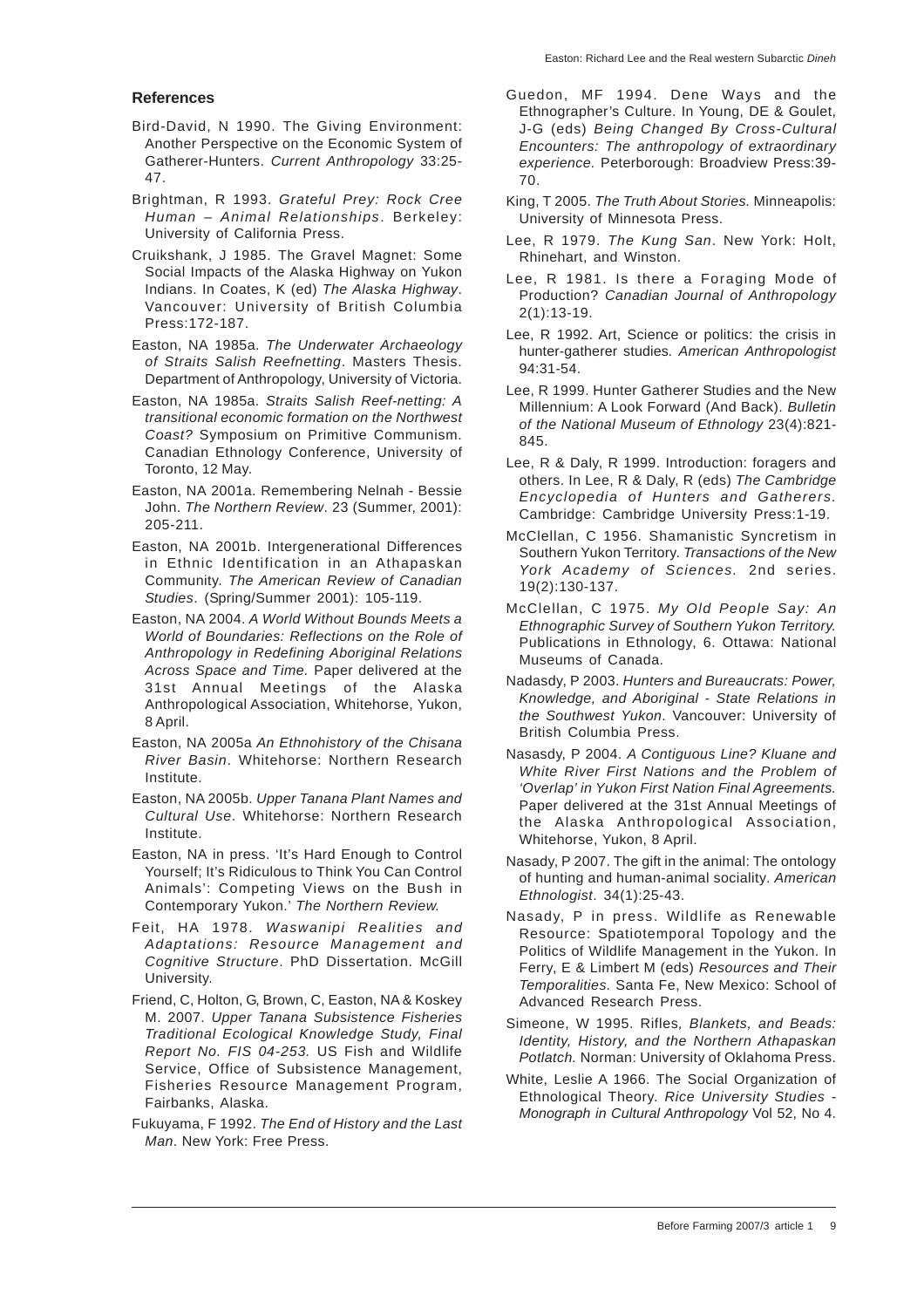## References

Bird-David, N 1990. The Giving Environment: Another Perspective on the Economic System of Gatherer-Hunters. *Current Anthropology* 33:25-47.

Brightman, R 1993. *Grateful Prey: Rock Cree Human – Animal Relationships*. Berkeley: University of California Press.

Cruikshank, J 1985. The Gravel Magnet: Some Social Impacts of the Alaska Highway on Yukon Indians. In Coates, K (ed) *The Alaska Highway*. Vancouver: University of British Columbia Press:172-187.

Easton, NA 1985a. *The Underwater Archaeology of Straits Salish Reefnetting*. Masters Thesis. Department of Anthropology, University of Victoria.

Easton, NA 1985a. *Straits Salish Reef-netting: A transitional economic formation on the Northwest Coast?* Symposium on Primitive Communism. Canadian Ethnology Conference, University of Toronto, 12 May.

Easton, NA 2001a. Remembering Nelnah - Bessie John. *The Northern Review*. 23 (Summer, 2001): 205-211.

Easton, NA 2001b. Intergenerational Differences in Ethnic Identification in an Athapaskan Community. *The American Review of Canadian Studies*. (Spring/Summer 2001): 105-119.

Easton, NA 2004. *A World Without Bounds Meets a World of Boundaries: Reflections on the Role of Anthropology in Redefining Aboriginal Relations Across Space and Time.* Paper delivered at the 31st Annual Meetings of the Alaska Anthropological Association, Whitehorse, Yukon, 8 April.

Easton, NA 2005a *An Ethnohistory of the Chisana River Basin*. Whitehorse: Northern Research Institute.

Easton, NA 2005b. *Upper Tanana Plant Names and Cultural Use*. Whitehorse: Northern Research Institute.

Easton, NA in press. 'It's Hard Enough to Control Yourself; It's Ridiculous to Think You Can Control Animals': Competing Views on the Bush in Contemporary Yukon.' *The Northern Review.*

Feit, HA 1978. *Waswanipi Realities and Adaptations: Resource Management and Cognitive Structure*. PhD Dissertation. McGill University.

Friend, C, Holton, G, Brown, C, Easton, NA & Koskey M. 2007. *Upper Tanana Subsistence Fisheries Traditional Ecological Knowledge Study, Final Report No. FIS 04-253.* US Fish and Wildlife Service, Office of Subsistence Management, Fisheries Resource Management Program, Fairbanks, Alaska.

Fukuyama, F 1992. *The End of History and the Last Man*. New York: Free Press.

Guedon, MF 1994. Dene Ways and the Ethnographer's Culture. In Young, DE & Goulet, J-G (eds) *Being Changed By Cross-Cultural Encounters: The anthropology of extraordinary experience.* Peterborough: Broadview Press:39-70.

King, T 2005. *The Truth About Stories*. Minneapolis: University of Minnesota Press.

Lee, R 1979. *The Kung San*. New York: Holt, Rhinehart, and Winston.

Lee, R 1981. Is there a Foraging Mode of Production? *Canadian Journal of Anthropology* 2(1):13-19.

Lee, R 1992. Art, Science or politics: the crisis in hunter-gatherer studies. *American Anthropologist* 94:31-54.

Lee, R 1999. Hunter Gatherer Studies and the New Millennium: A Look Forward (And Back). *Bulletin of the National Museum of Ethnology* 23(4):821-845.

Lee, R & Daly, R 1999. Introduction: foragers and others. In Lee, R & Daly, R (eds) *The Cambridge Encyclopedia of Hunters and Gatherers.* Cambridge: Cambridge University Press:1-19.

McClellan, C 1956. Shamanistic Syncretism in Southern Yukon Territory. *Transactions of the New York Academy of Sciences.* 2nd series. 19(2):130-137.

McClellan, C 1975. *My Old People Say: An Ethnographic Survey of Southern Yukon Territory.* Publications in Ethnology, 6. Ottawa: National Museums of Canada.

Nadasdy, P 2003. *Hunters and Bureaucrats: Power, Knowledge, and Aboriginal - State Relations in the Southwest Yukon*. Vancouver: University of British Columbia Press.

Nasasdy, P 2004. *A Contiguous Line? Kluane and White River First Nations and the Problem of 'Overlap' in Yukon First Nation Final Agreements.* Paper delivered at the 31st Annual Meetings of the Alaska Anthropological Association, Whitehorse, Yukon, 8 April.

Nasady, P 2007. The gift in the animal: The ontology of hunting and human-animal sociality. *American Ethnologist*. 34(1):25-43.

Nasady, P in press. Wildlife as Renewable Resource: Spatiotemporal Topology and the Politics of Wildlife Management in the Yukon. In Ferry, E & Limbert M (eds) *Resources and Their Temporalities.* Santa Fe, New Mexico: School of Advanced Research Press.

Simeone, W 1995. Rifles*, Blankets, and Beads: Identity, History, and the Northern Athapaskan Potlatch.* Norman: University of Oklahoma Press.

White, Leslie A 1966. The Social Organization of Ethnological Theory. *Rice University Studies - Monograph in Cultural Anthropology* Vol 52, No 4.